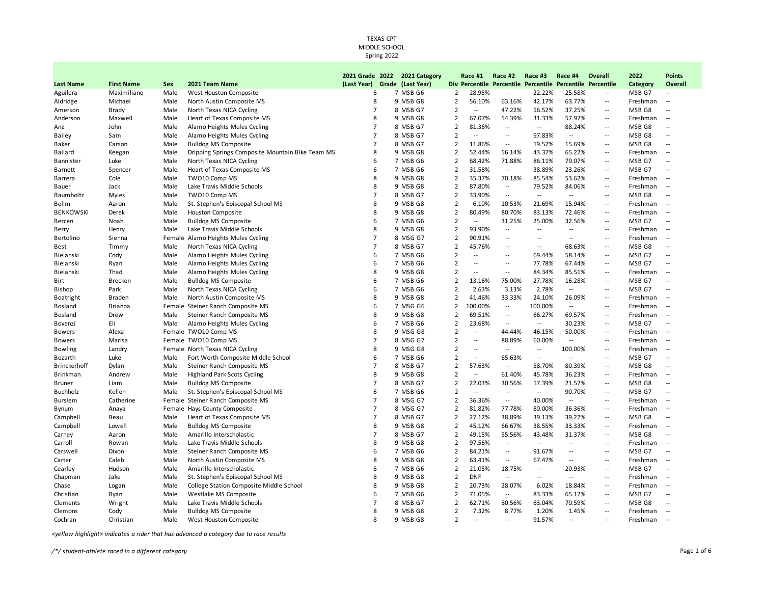TEXAS CPT
MIDDLE SCHOOL
Spring 2022

| Last Name | First Name | Sex | 2021 Team Name | 2021 Grade (Last Year) | 2022 Grade | 2021 Category (Last Year) | Div | Race #1 Percentile | Race #2 Percentile | Race #3 Percentile | Race #4 Percentile | Overall Percentile | 2022 Category | Points Overall |
|---|---|---|---|---|---|---|---|---|---|---|---|---|---|---|
| Aguilera | Maximiliano | Male | West Houston Composite | 6 | 7 | MSB G6 | 2 | 28.95% | -- | 22.22% | 25.58% | -- | MSB G7 | -- |
| Aldridge | Michael | Male | North Austin Composite MS | 8 | 9 | MSB G8 | 2 | 56.10% | 63.16% | 42.17% | 63.77% | -- | Freshman | -- |
| Amerson | Brady | Male | North Texas NICA Cycling | 7 | 8 | MSB G7 | 2 | -- | 47.22% | 56.52% | 37.25% | -- | MSB G8 | -- |
| Anderson | Maxwell | Male | Heart of Texas Composite MS | 8 | 9 | MSB G8 | 2 | 67.07% | 54.39% | 31.33% | 57.97% | -- | Freshman | -- |
| Anz | John | Male | Alamo Heights Mules Cycling | 7 | 8 | MSB G7 | 2 | 81.36% | -- | -- | 88.24% | -- | MSB G8 | -- |
| Bailey | Sam | Male | Alamo Heights Mules Cycling | 7 | 8 | MSB G7 | 2 | -- | -- | 97.83% | -- | -- | MSB G8 | -- |
| Baker | Carson | Male | Bulldog MS Composite | 7 | 8 | MSB G7 | 2 | 11.86% | -- | 19.57% | 15.69% | -- | MSB G8 | -- |
| Ballard | Keegan | Male | Dripping Springs Composite Mountain Bike Team MS | 8 | 9 | MSB G8 | 2 | 52.44% | 56.14% | 43.37% | 65.22% | -- | Freshman | -- |
| Bannister | Luke | Male | North Texas NICA Cycling | 6 | 7 | MSB G6 | 2 | 68.42% | 71.88% | 86.11% | 79.07% | -- | MSB G7 | -- |
| Barnett | Spencer | Male | Heart of Texas Composite MS | 6 | 7 | MSB G6 | 2 | 31.58% | -- | 38.89% | 23.26% | -- | MSB G7 | -- |
| Barrera | Cole | Male | TWO10 Comp MS | 8 | 9 | MSB G8 | 2 | 35.37% | 70.18% | 85.54% | 53.62% | -- | Freshman | -- |
| Bauer | Jack | Male | Lake Travis Middle Schools | 8 | 9 | MSB G8 | 2 | 87.80% | -- | 79.52% | 84.06% | -- | Freshman | -- |
| Baumholtz | Myles | Male | TWO10 Comp MS | 7 | 8 | MSB G7 | 2 | 33.90% | -- | -- | -- | -- | MSB G8 | -- |
| Bellm | Aaron | Male | St. Stephen's Episcopal School MS | 8 | 9 | MSB G8 | 2 | 6.10% | 10.53% | 21.69% | 15.94% | -- | Freshman | -- |
| BENKOWSKI | Derek | Male | Houston Composite | 8 | 9 | MSB G8 | 2 | 80.49% | 80.70% | 83.13% | 72.46% | -- | Freshman | -- |
| Bercen | Noah | Male | Bulldog MS Composite | 6 | 7 | MSB G6 | 2 | -- | 31.25% | 25.00% | 32.56% | -- | MSB G7 | -- |
| Berry | Henry | Male | Lake Travis Middle Schools | 8 | 9 | MSB G8 | 2 | 93.90% | -- | -- | -- | -- | Freshman | -- |
| Bertolino | Sienna | Female | Alamo Heights Mules Cycling | 7 | 8 | MSG G7 | 2 | 90.91% | -- | -- | -- | -- | Freshman | -- |
| Best | Timmy | Male | North Texas NICA Cycling | 7 | 8 | MSB G7 | 2 | 45.76% | -- | -- | 68.63% | -- | MSB G8 | -- |
| Bielanski | Cody | Male | Alamo Heights Mules Cycling | 6 | 7 | MSB G6 | 2 | -- | -- | 69.44% | 58.14% | -- | MSB G7 | -- |
| Bielanski | Ryan | Male | Alamo Heights Mules Cycling | 6 | 7 | MSB G6 | 2 | -- | -- | 77.78% | 67.44% | -- | MSB G7 | -- |
| Bielanski | Thad | Male | Alamo Heights Mules Cycling | 8 | 9 | MSB G8 | 2 | -- | -- | 84.34% | 85.51% | -- | Freshman | -- |
| Birt | Brecken | Male | Bulldog MS Composite | 6 | 7 | MSB G6 | 2 | 13.16% | 75.00% | 27.78% | 16.28% | -- | MSB G7 | -- |
| Bishop | Park | Male | North Texas NICA Cycling | 6 | 7 | MSB G6 | 2 | 2.63% | 3.13% | 2.78% | -- | -- | MSB G7 | -- |
| Boatright | Braden | Male | North Austin Composite MS | 8 | 9 | MSB G8 | 2 | 41.46% | 33.33% | 24.10% | 26.09% | -- | Freshman | -- |
| Bosland | Brianna | Female | Steiner Ranch Composite MS | 6 | 7 | MSG G6 | 2 | 100.00% | -- | 100.00% | -- | -- | Freshman | -- |
| Bosland | Drew | Male | Steiner Ranch Composite MS | 8 | 9 | MSB G8 | 2 | 69.51% | -- | 66.27% | 69.57% | -- | Freshman | -- |
| Bovenzi | Eli | Male | Alamo Heights Mules Cycling | 6 | 7 | MSB G6 | 2 | 23.68% | -- | -- | 30.23% | -- | MSB G7 | -- |
| Bowers | Alexa | Female | TWO10 Comp MS | 8 | 9 | MSG G8 | 2 | -- | 44.44% | 46.15% | 50.00% | -- | Freshman | -- |
| Bowers | Marisa | Female | TWO10 Comp MS | 7 | 8 | MSG G7 | 2 | -- | 88.89% | 60.00% | -- | -- | Freshman | -- |
| Bowling | Landry | Female | North Texas NICA Cycling | 8 | 9 | MSG G8 | 2 | -- | -- | -- | 100.00% | -- | Freshman | -- |
| Bozarth | Luke | Male | Fort Worth Composite Middle School | 6 | 7 | MSB G6 | 2 | -- | 65.63% | -- | -- | -- | MSB G7 | -- |
| Brinckerhoff | Dylan | Male | Steiner Ranch Composite MS | 7 | 8 | MSB G7 | 2 | 57.63% | -- | 58.70% | 80.39% | -- | MSB G8 | -- |
| Brinkman | Andrew | Male | Highland Park Scots Cycling | 8 | 9 | MSB G8 | 2 | -- | 61.40% | 45.78% | 36.23% | -- | Freshman | -- |
| Bruner | Liam | Male | Bulldog MS Composite | 7 | 8 | MSB G7 | 2 | 22.03% | 30.56% | 17.39% | 21.57% | -- | MSB G8 | -- |
| Buchholz | Kellen | Male | St. Stephen's Episcopal School MS | 6 | 7 | MSB G6 | 2 | -- | -- | -- | 90.70% | -- | MSB G7 | -- |
| Burslem | Catherine | Female | Steiner Ranch Composite MS | 7 | 8 | MSG G7 | 2 | 36.36% | -- | 40.00% | -- | -- | Freshman | -- |
| Bynum | Anaya | Female | Hays County Composite | 7 | 8 | MSG G7 | 2 | 81.82% | 77.78% | 80.00% | 36.36% | -- | Freshman | -- |
| Campbell | Beau | Male | Heart of Texas Composite MS | 7 | 8 | MSB G7 | 2 | 27.12% | 38.89% | 39.13% | 39.22% | -- | MSB G8 | -- |
| Campbell | Lowell | Male | Bulldog MS Composite | 8 | 9 | MSB G8 | 2 | 45.12% | 66.67% | 38.55% | 33.33% | -- | Freshman | -- |
| Carney | Aaron | Male | Amarillo Interscholastic | 7 | 8 | MSB G7 | 2 | 49.15% | 55.56% | 43.48% | 31.37% | -- | MSB G8 | -- |
| Carroll | Rowan | Male | Lake Travis Middle Schools | 8 | 9 | MSB G8 | 2 | 97.56% | -- | -- | -- | -- | Freshman | -- |
| Carswell | Dixon | Male | Steiner Ranch Composite MS | 6 | 7 | MSB G6 | 2 | 84.21% | -- | 91.67% | -- | -- | MSB G7 | -- |
| Carter | Caleb | Male | North Austin Composite MS | 8 | 9 | MSB G8 | 2 | 63.41% | -- | 67.47% | -- | -- | Freshman | -- |
| Cearley | Hudson | Male | Amarillo Interscholastic | 6 | 7 | MSB G6 | 2 | 21.05% | 18.75% | -- | 20.93% | -- | MSB G7 | -- |
| Chapman | Jake | Male | St. Stephen's Episcopal School MS | 8 | 9 | MSB G8 | 2 | DNF | -- | -- | -- | -- | Freshman | -- |
| Chase | Logan | Male | College Station Composite Middle School | 8 | 9 | MSB G8 | 2 | 20.73% | 28.07% | 6.02% | 18.84% | -- | Freshman | -- |
| Christian | Ryan | Male | Westlake MS Composite | 6 | 7 | MSB G6 | 2 | 71.05% | -- | 83.33% | 65.12% | -- | MSB G7 | -- |
| Clements | Wright | Male | Lake Travis Middle Schools | 7 | 8 | MSB G7 | 2 | 62.71% | 80.56% | 63.04% | 70.59% | -- | MSB G8 | -- |
| Clemons | Cody | Male | Bulldog MS Composite | 8 | 9 | MSB G8 | 2 | 7.32% | 8.77% | 1.20% | 1.45% | -- | Freshman | -- |
| Cochran | Christian | Male | West Houston Composite | 8 | 9 | MSB G8 | 2 | -- | -- | 91.57% | -- | -- | Freshman | -- |

*<yellow highlight> indicates a rider that has advanced a category due to race results*

*/*/ student-athlete raced in a different category*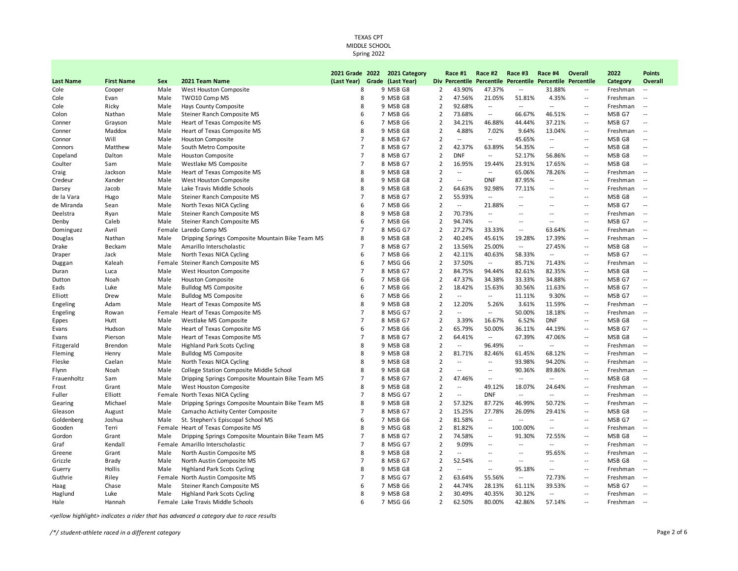TEXAS CPT
MIDDLE SCHOOL
Spring 2022

| Last Name | First Name | Sex | 2021 Team Name | 2021 Grade (Last Year) | 2022 Grade | 2021 Category (Last Year) | Div | Race #1 Percentile | Race #2 Percentile | Race #3 Percentile | Race #4 Percentile | Overall Percentile | 2022 Category | Points Overall |
|---|---|---|---|---|---|---|---|---|---|---|---|---|---|---|
| Cole | Cooper | Male | West Houston Composite | 8 | 9 | MSB G8 | 2 | 43.90% | 47.37% | -- | 31.88% | -- | Freshman | -- |
| Cole | Evan | Male | TWO10 Comp MS | 8 | 9 | MSB G8 | 2 | 47.56% | 21.05% | 51.81% | 4.35% | -- | Freshman | -- |
| Cole | Ricky | Male | Hays County Composite | 8 | 9 | MSB G8 | 2 | 92.68% | -- | -- | -- | -- | Freshman | -- |
| Colon | Nathan | Male | Steiner Ranch Composite MS | 6 | 7 | MSB G6 | 2 | 73.68% | -- | 66.67% | 46.51% | -- | MSB G7 | -- |
| Conner | Grayson | Male | Heart of Texas Composite MS | 6 | 7 | MSB G6 | 2 | 34.21% | 46.88% | 44.44% | 37.21% | -- | MSB G7 | -- |
| Conner | Maddox | Male | Heart of Texas Composite MS | 8 | 9 | MSB G8 | 2 | 4.88% | 7.02% | 9.64% | 13.04% | -- | Freshman | -- |
| Connor | Will | Male | Houston Composite | 7 | 8 | MSB G7 | 2 | -- | -- | 45.65% | -- | -- | MSB G8 | -- |
| Connors | Matthew | Male | South Metro Composite | 7 | 8 | MSB G7 | 2 | 42.37% | 63.89% | 54.35% | -- | -- | MSB G8 | -- |
| Copeland | Dalton | Male | Houston Composite | 7 | 8 | MSB G7 | 2 | DNF | -- | 52.17% | 56.86% | -- | MSB G8 | -- |
| Coulter | Sam | Male | Westlake MS Composite | 7 | 8 | MSB G7 | 2 | 16.95% | 19.44% | 23.91% | 17.65% | -- | MSB G8 | -- |
| Craig | Jackson | Male | Heart of Texas Composite MS | 8 | 9 | MSB G8 | 2 | -- | -- | 65.06% | 78.26% | -- | Freshman | -- |
| Credeur | Xander | Male | West Houston Composite | 8 | 9 | MSB G8 | 2 | -- | DNF | 87.95% | -- | -- | Freshman | -- |
| Darsey | Jacob | Male | Lake Travis Middle Schools | 8 | 9 | MSB G8 | 2 | 64.63% | 92.98% | 77.11% | -- | -- | Freshman | -- |
| de la Vara | Hugo | Male | Steiner Ranch Composite MS | 7 | 8 | MSB G7 | 2 | 55.93% | -- | -- | -- | -- | MSB G8 | -- |
| de Miranda | Sean | Male | North Texas NICA Cycling | 6 | 7 | MSB G6 | 2 | -- | 21.88% | -- | -- | -- | MSB G7 | -- |
| Deelstra | Ryan | Male | Steiner Ranch Composite MS | 8 | 9 | MSB G8 | 2 | 70.73% | -- | -- | -- | -- | Freshman | -- |
| Denby | Caleb | Male | Steiner Ranch Composite MS | 6 | 7 | MSB G6 | 2 | 94.74% | -- | -- | -- | -- | MSB G7 | -- |
| Dominguez | Avril | Female | Laredo Comp MS | 7 | 8 | MSG G7 | 2 | 27.27% | 33.33% | -- | 63.64% | -- | Freshman | -- |
| Douglas | Nathan | Male | Dripping Springs Composite Mountain Bike Team MS | 8 | 9 | MSB G8 | 2 | 40.24% | 45.61% | 19.28% | 17.39% | -- | Freshman | -- |
| Drake | Beckam | Male | Amarillo Interscholastic | 7 | 8 | MSB G7 | 2 | 13.56% | 25.00% | -- | 27.45% | -- | MSB G8 | -- |
| Draper | Jack | Male | North Texas NICA Cycling | 6 | 7 | MSB G6 | 2 | 42.11% | 40.63% | 58.33% | -- | -- | MSB G7 | -- |
| Duggan | Kaleah | Female | Steiner Ranch Composite MS | 6 | 7 | MSG G6 | 2 | 37.50% | -- | 85.71% | 71.43% | -- | Freshman | -- |
| Duran | Luca | Male | West Houston Composite | 7 | 8 | MSB G7 | 2 | 84.75% | 94.44% | 82.61% | 82.35% | -- | MSB G8 | -- |
| Dutton | Noah | Male | Houston Composite | 6 | 7 | MSB G6 | 2 | 47.37% | 34.38% | 33.33% | 34.88% | -- | MSB G7 | -- |
| Eads | Luke | Male | Bulldog MS Composite | 6 | 7 | MSB G6 | 2 | 18.42% | 15.63% | 30.56% | 11.63% | -- | MSB G7 | -- |
| Elliott | Drew | Male | Bulldog MS Composite | 6 | 7 | MSB G6 | 2 | -- | -- | 11.11% | 9.30% | -- | MSB G7 | -- |
| Engeling | Adam | Male | Heart of Texas Composite MS | 8 | 9 | MSB G8 | 2 | 12.20% | 5.26% | 3.61% | 11.59% | -- | Freshman | -- |
| Engeling | Rowan | Female | Heart of Texas Composite MS | 7 | 8 | MSG G7 | 2 | -- | -- | 50.00% | 18.18% | -- | Freshman | -- |
| Eppes | Hutt | Male | Westlake MS Composite | 7 | 8 | MSB G7 | 2 | 3.39% | 16.67% | 6.52% | DNF | -- | MSB G8 | -- |
| Evans | Hudson | Male | Heart of Texas Composite MS | 6 | 7 | MSB G6 | 2 | 65.79% | 50.00% | 36.11% | 44.19% | -- | MSB G7 | -- |
| Evans | Pierson | Male | Heart of Texas Composite MS | 7 | 8 | MSB G7 | 2 | 64.41% | -- | 67.39% | 47.06% | -- | MSB G8 | -- |
| Fitzgerald | Brendon | Male | Highland Park Scots Cycling | 8 | 9 | MSB G8 | 2 | -- | 96.49% | -- | -- | -- | Freshman | -- |
| Fleming | Henry | Male | Bulldog MS Composite | 8 | 9 | MSB G8 | 2 | 81.71% | 82.46% | 61.45% | 68.12% | -- | Freshman | -- |
| Fleske | Caelan | Male | North Texas NICA Cycling | 8 | 9 | MSB G8 | 2 | -- | -- | 93.98% | 94.20% | -- | Freshman | -- |
| Flynn | Noah | Male | College Station Composite Middle School | 8 | 9 | MSB G8 | 2 | -- | -- | 90.36% | 89.86% | -- | Freshman | -- |
| Frauenholtz | Sam | Male | Dripping Springs Composite Mountain Bike Team MS | 7 | 8 | MSB G7 | 2 | 47.46% | -- | -- | -- | -- | MSB G8 | -- |
| Frost | Grant | Male | West Houston Composite | 8 | 9 | MSB G8 | 2 | -- | 49.12% | 18.07% | 24.64% | -- | Freshman | -- |
| Fuller | Elliott | Female | North Texas NICA Cycling | 7 | 8 | MSG G7 | 2 | -- | DNF | -- | -- | -- | Freshman | -- |
| Gearing | Michael | Male | Dripping Springs Composite Mountain Bike Team MS | 8 | 9 | MSB G8 | 2 | 57.32% | 87.72% | 46.99% | 50.72% | -- | Freshman | -- |
| Gleason | August | Male | Camacho Activity Center Composite | 7 | 8 | MSB G7 | 2 | 15.25% | 27.78% | 26.09% | 29.41% | -- | MSB G8 | -- |
| Goldenberg | Joshua | Male | St. Stephen's Episcopal School MS | 6 | 7 | MSB G6 | 2 | 81.58% | -- | -- | -- | -- | MSB G7 | -- |
| Gooden | Terri | Female | Heart of Texas Composite MS | 8 | 9 | MSG G8 | 2 | 81.82% | -- | 100.00% | -- | -- | Freshman | -- |
| Gordon | Grant | Male | Dripping Springs Composite Mountain Bike Team MS | 7 | 8 | MSB G7 | 2 | 74.58% | -- | 91.30% | 72.55% | -- | MSB G8 | -- |
| Graf | Kendall | Female | Amarillo Interscholastic | 7 | 8 | MSG G7 | 2 | 9.09% | -- | -- | -- | -- | Freshman | -- |
| Greene | Grant | Male | North Austin Composite MS | 8 | 9 | MSB G8 | 2 | -- | -- | -- | 95.65% | -- | Freshman | -- |
| Grizzle | Brady | Male | North Austin Composite MS | 7 | 8 | MSB G7 | 2 | 52.54% | -- | -- | -- | -- | MSB G8 | -- |
| Guerry | Hollis | Male | Highland Park Scots Cycling | 8 | 9 | MSB G8 | 2 | -- | -- | 95.18% | -- | -- | Freshman | -- |
| Guthrie | Riley | Female | North Austin Composite MS | 7 | 8 | MSG G7 | 2 | 63.64% | 55.56% | -- | 72.73% | -- | Freshman | -- |
| Haag | Chase | Male | Steiner Ranch Composite MS | 6 | 7 | MSB G6 | 2 | 44.74% | 28.13% | 61.11% | 39.53% | -- | MSB G7 | -- |
| Haglund | Luke | Male | Highland Park Scots Cycling | 8 | 9 | MSB G8 | 2 | 30.49% | 40.35% | 30.12% | -- | -- | Freshman | -- |
| Hale | Hannah | Female | Lake Travis Middle Schools | 6 | 7 | MSG G6 | 2 | 62.50% | 80.00% | 42.86% | 57.14% | -- | Freshman | -- |

*<yellow highlight> indicates a rider that has advanced a category due to race results*

*/*/ student-athlete raced in a different category*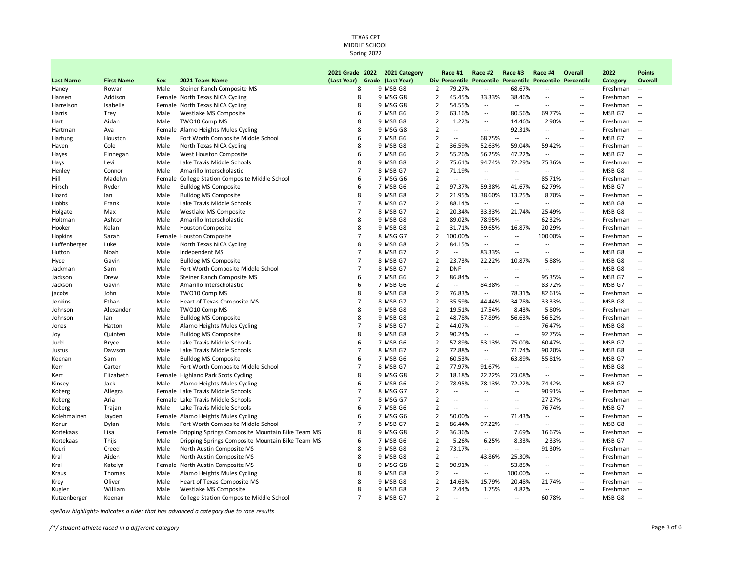TEXAS CPT
MIDDLE SCHOOL
Spring 2022

| Last Name | First Name | Sex | 2021 Team Name | 2021 Grade (Last Year) | 2022 Grade | 2021 Category (Last Year) | Div | Race #1 Percentile | Race #2 Percentile | Race #3 Percentile | Race #4 Percentile | Overall Percentile | 2022 Category | Points Overall |
|---|---|---|---|---|---|---|---|---|---|---|---|---|---|---|
| Haney | Rowan | Male | Steiner Ranch Composite MS | 8 | 9 | MSB G8 | 2 | 79.27% | -- | 68.67% | -- | -- | Freshman | -- |
| Hansen | Addison | Female | North Texas NICA Cycling | 8 | 9 | MSG G8 | 2 | 45.45% | 33.33% | 38.46% | -- | -- | Freshman | -- |
| Harrelson | Isabelle | Female | North Texas NICA Cycling | 8 | 9 | MSG G8 | 2 | 54.55% | -- | -- | -- | -- | Freshman | -- |
| Harris | Trey | Male | Westlake MS Composite | 6 | 7 | MSB G6 | 2 | 63.16% | -- | 80.56% | 69.77% | -- | MSB G7 | -- |
| Hart | Aidan | Male | TWO10 Comp MS | 8 | 9 | MSB G8 | 2 | 1.22% | -- | 14.46% | 2.90% | -- | Freshman | -- |
| Hartman | Ava | Female | Alamo Heights Mules Cycling | 8 | 9 | MSG G8 | 2 | -- | -- | 92.31% | -- | -- | Freshman | -- |
| Hartung | Houston | Male | Fort Worth Composite Middle School | 6 | 7 | MSB G6 | 2 | -- | 68.75% | -- | -- | -- | MSB G7 | -- |
| Haven | Cole | Male | North Texas NICA Cycling | 8 | 9 | MSB G8 | 2 | 36.59% | 52.63% | 59.04% | 59.42% | -- | Freshman | -- |
| Hayes | Finnegan | Male | West Houston Composite | 6 | 7 | MSB G6 | 2 | 55.26% | 56.25% | 47.22% | -- | -- | MSB G7 | -- |
| Hays | Levi | Male | Lake Travis Middle Schools | 8 | 9 | MSB G8 | 2 | 75.61% | 94.74% | 72.29% | 75.36% | -- | Freshman | -- |
| Henley | Connor | Male | Amarillo Interscholastic | 7 | 8 | MSB G7 | 2 | 71.19% | -- | -- | -- | -- | MSB G8 | -- |
| Hill | Madelyn | Female | College Station Composite Middle School | 6 | 7 | MSG G6 | 2 | -- | -- | -- | 85.71% | -- | Freshman | -- |
| Hirsch | Ryder | Male | Bulldog MS Composite | 6 | 7 | MSB G6 | 2 | 97.37% | 59.38% | 41.67% | 62.79% | -- | MSB G7 | -- |
| Hoard | Ian | Male | Bulldog MS Composite | 8 | 9 | MSB G8 | 2 | 21.95% | 38.60% | 13.25% | 8.70% | -- | Freshman | -- |
| Hobbs | Frank | Male | Lake Travis Middle Schools | 7 | 8 | MSB G7 | 2 | 88.14% | -- | -- | -- | -- | MSB G8 | -- |
| Holgate | Max | Male | Westlake MS Composite | 7 | 8 | MSB G7 | 2 | 20.34% | 33.33% | 21.74% | 25.49% | -- | MSB G8 | -- |
| Holtman | Ashton | Male | Amarillo Interscholastic | 8 | 9 | MSB G8 | 2 | 89.02% | 78.95% | -- | 62.32% | -- | Freshman | -- |
| Hooker | Kelan | Male | Houston Composite | 8 | 9 | MSB G8 | 2 | 31.71% | 59.65% | 16.87% | 20.29% | -- | Freshman | -- |
| Hopkins | Sarah | Female | Houston Composite | 7 | 8 | MSG G7 | 2 | 100.00% | -- | -- | 100.00% | -- | Freshman | -- |
| Huffenberger | Luke | Male | North Texas NICA Cycling | 8 | 9 | MSB G8 | 2 | 84.15% | -- | -- | -- | -- | Freshman | -- |
| Hutton | Noah | Male | Independent MS | 7 | 8 | MSB G7 | 2 | -- | 83.33% | -- | -- | -- | MSB G8 | -- |
| Hyde | Gavin | Male | Bulldog MS Composite | 7 | 8 | MSB G7 | 2 | 23.73% | 22.22% | 10.87% | 5.88% | -- | MSB G8 | -- |
| Jackman | Sam | Male | Fort Worth Composite Middle School | 7 | 8 | MSB G7 | 2 | DNF | -- | -- | -- | -- | MSB G8 | -- |
| Jackson | Drew | Male | Steiner Ranch Composite MS | 6 | 7 | MSB G6 | 2 | 86.84% | -- | -- | 95.35% | -- | MSB G7 | -- |
| Jackson | Gavin | Male | Amarillo Interscholastic | 6 | 7 | MSB G6 | 2 | -- | 84.38% | -- | 83.72% | -- | MSB G7 | -- |
| jacobs | John | Male | TWO10 Comp MS | 8 | 9 | MSB G8 | 2 | 76.83% | -- | 78.31% | 82.61% | -- | Freshman | -- |
| Jenkins | Ethan | Male | Heart of Texas Composite MS | 7 | 8 | MSB G7 | 2 | 35.59% | 44.44% | 34.78% | 33.33% | -- | MSB G8 | -- |
| Johnson | Alexander | Male | TWO10 Comp MS | 8 | 9 | MSB G8 | 2 | 19.51% | 17.54% | 8.43% | 5.80% | -- | Freshman | -- |
| Johnson | Ian | Male | Bulldog MS Composite | 8 | 9 | MSB G8 | 2 | 48.78% | 57.89% | 56.63% | 56.52% | -- | Freshman | -- |
| Jones | Hatton | Male | Alamo Heights Mules Cycling | 7 | 8 | MSB G7 | 2 | 44.07% | -- | -- | 76.47% | -- | MSB G8 | -- |
| Joy | Quinten | Male | Bulldog MS Composite | 8 | 9 | MSB G8 | 2 | 90.24% | -- | -- | 92.75% | -- | Freshman | -- |
| Judd | Bryce | Male | Lake Travis Middle Schools | 6 | 7 | MSB G6 | 2 | 57.89% | 53.13% | 75.00% | 60.47% | -- | MSB G7 | -- |
| Justus | Dawson | Male | Lake Travis Middle Schools | 7 | 8 | MSB G7 | 2 | 72.88% | -- | 71.74% | 90.20% | -- | MSB G8 | -- |
| Keenan | Sam | Male | Bulldog MS Composite | 6 | 7 | MSB G6 | 2 | 60.53% | -- | 63.89% | 55.81% | -- | MSB G7 | -- |
| Kerr | Carter | Male | Fort Worth Composite Middle School | 7 | 8 | MSB G7 | 2 | 77.97% | 91.67% | -- | -- | -- | MSB G8 | -- |
| Kerr | Elizabeth | Female | Highland Park Scots Cycling | 8 | 9 | MSG G8 | 2 | 18.18% | 22.22% | 23.08% | -- | -- | Freshman | -- |
| Kinsey | Jack | Male | Alamo Heights Mules Cycling | 6 | 7 | MSB G6 | 2 | 78.95% | 78.13% | 72.22% | 74.42% | -- | MSB G7 | -- |
| Koberg | Allegra | Female | Lake Travis Middle Schools | 7 | 8 | MSG G7 | 2 | -- | -- | -- | 90.91% | -- | Freshman | -- |
| Koberg | Aria | Female | Lake Travis Middle Schools | 7 | 8 | MSG G7 | 2 | -- | -- | -- | 27.27% | -- | Freshman | -- |
| Koberg | Trajan | Male | Lake Travis Middle Schools | 6 | 7 | MSB G6 | 2 | -- | -- | -- | 76.74% | -- | MSB G7 | -- |
| Kolehmainen | Jayden | Female | Alamo Heights Mules Cycling | 6 | 7 | MSG G6 | 2 | 50.00% | -- | 71.43% | -- | -- | Freshman | -- |
| Konur | Dylan | Male | Fort Worth Composite Middle School | 7 | 8 | MSB G7 | 2 | 86.44% | 97.22% | -- | -- | -- | MSB G8 | -- |
| Kortekaas | Lisa | Female | Dripping Springs Composite Mountain Bike Team MS | 8 | 9 | MSG G8 | 2 | 36.36% | -- | 7.69% | 16.67% | -- | Freshman | -- |
| Kortekaas | Thijs | Male | Dripping Springs Composite Mountain Bike Team MS | 6 | 7 | MSB G6 | 2 | 5.26% | 6.25% | 8.33% | 2.33% | -- | MSB G7 | -- |
| Kouri | Creed | Male | North Austin Composite MS | 8 | 9 | MSB G8 | 2 | 73.17% | -- | -- | 91.30% | -- | Freshman | -- |
| Kral | Aiden | Male | North Austin Composite MS | 8 | 9 | MSB G8 | 2 | -- | 43.86% | 25.30% | -- | -- | Freshman | -- |
| Kral | Katelyn | Female | North Austin Composite MS | 8 | 9 | MSG G8 | 2 | 90.91% | -- | 53.85% | -- | -- | Freshman | -- |
| Kraus | Thomas | Male | Alamo Heights Mules Cycling | 8 | 9 | MSB G8 | 2 | -- | -- | 100.00% | -- | -- | Freshman | -- |
| Krey | Oliver | Male | Heart of Texas Composite MS | 8 | 9 | MSB G8 | 2 | 14.63% | 15.79% | 20.48% | 21.74% | -- | Freshman | -- |
| Kugler | William | Male | Westlake MS Composite | 8 | 9 | MSB G8 | 2 | 2.44% | 1.75% | 4.82% | -- | -- | Freshman | -- |
| Kutzenberger | Keenan | Male | College Station Composite Middle School | 7 | 8 | MSB G7 | 2 | -- | -- | -- | 60.78% | -- | MSB G8 | -- |

*<yellow highlight> indicates a rider that has advanced a category due to race results*

*/*/ student-athlete raced in a different category*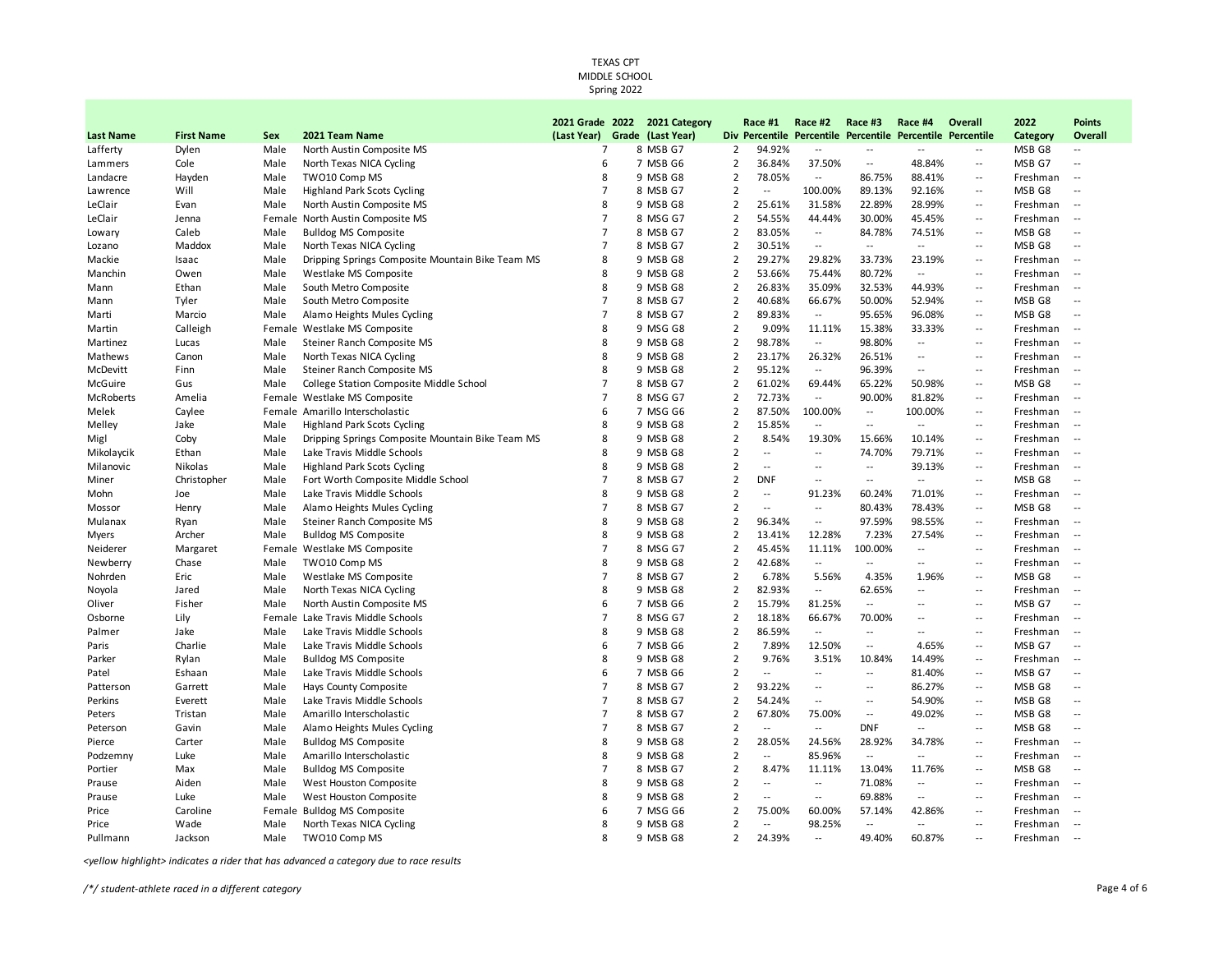TEXAS CPT
MIDDLE SCHOOL
Spring 2022

| Last Name | First Name | Sex | 2021 Team Name | 2021 Grade (Last Year) | 2022 Grade | 2021 Category (Last Year) | Div | Race #1 Percentile | Race #2 Percentile | Race #3 Percentile | Race #4 Percentile | Overall Percentile | 2022 Category | Points Overall |
|---|---|---|---|---|---|---|---|---|---|---|---|---|---|---|
| Lafferty | Dylen | Male | North Austin Composite MS | 7 | 8 | MSB G7 | 2 | 94.92% | -- | -- | -- | -- | MSB G8 | -- |
| Lammers | Cole | Male | North Texas NICA Cycling | 6 | 7 | MSB G6 | 2 | 36.84% | 37.50% | -- | 48.84% | -- | MSB G7 | -- |
| Landacre | Hayden | Male | TWO10 Comp MS | 8 | 9 | MSB G8 | 2 | 78.05% | -- | 86.75% | 88.41% | -- | Freshman | -- |
| Lawrence | Will | Male | Highland Park Scots Cycling | 7 | 8 | MSB G7 | 2 | -- | 100.00% | 89.13% | 92.16% | -- | MSB G8 | -- |
| LeClair | Evan | Male | North Austin Composite MS | 8 | 9 | MSB G8 | 2 | 25.61% | 31.58% | 22.89% | 28.99% | -- | Freshman | -- |
| LeClair | Jenna | Female | North Austin Composite MS | 7 | 8 | MSG G7 | 2 | 54.55% | 44.44% | 30.00% | 45.45% | -- | Freshman | -- |
| Lowary | Caleb | Male | Bulldog MS Composite | 7 | 8 | MSB G7 | 2 | 83.05% | -- | 84.78% | 74.51% | -- | MSB G8 | -- |
| Lozano | Maddox | Male | North Texas NICA Cycling | 7 | 8 | MSB G7 | 2 | 30.51% | -- | -- | -- | -- | MSB G8 | -- |
| Mackie | Isaac | Male | Dripping Springs Composite Mountain Bike Team MS | 8 | 9 | MSB G8 | 2 | 29.27% | 29.82% | 33.73% | 23.19% | -- | Freshman | -- |
| Manchin | Owen | Male | Westlake MS Composite | 8 | 9 | MSB G8 | 2 | 53.66% | 75.44% | 80.72% | -- | -- | Freshman | -- |
| Mann | Ethan | Male | South Metro Composite | 8 | 9 | MSB G8 | 2 | 26.83% | 35.09% | 32.53% | 44.93% | -- | Freshman | -- |
| Mann | Tyler | Male | South Metro Composite | 7 | 8 | MSB G7 | 2 | 40.68% | 66.67% | 50.00% | 52.94% | -- | MSB G8 | -- |
| Marti | Marcio | Male | Alamo Heights Mules Cycling | 7 | 8 | MSB G7 | 2 | 89.83% | -- | 95.65% | 96.08% | -- | MSB G8 | -- |
| Martin | Calleigh | Female | Westlake MS Composite | 8 | 9 | MSG G8 | 2 | 9.09% | 11.11% | 15.38% | 33.33% | -- | Freshman | -- |
| Martinez | Lucas | Male | Steiner Ranch Composite MS | 8 | 9 | MSB G8 | 2 | 98.78% | -- | 98.80% | -- | -- | Freshman | -- |
| Mathews | Canon | Male | North Texas NICA Cycling | 8 | 9 | MSB G8 | 2 | 23.17% | 26.32% | 26.51% | -- | -- | Freshman | -- |
| McDevitt | Finn | Male | Steiner Ranch Composite MS | 8 | 9 | MSB G8 | 2 | 95.12% | -- | 96.39% | -- | -- | Freshman | -- |
| McGuire | Gus | Male | College Station Composite Middle School | 7 | 8 | MSB G7 | 2 | 61.02% | 69.44% | 65.22% | 50.98% | -- | MSB G8 | -- |
| McRoberts | Amelia | Female | Westlake MS Composite | 7 | 8 | MSG G7 | 2 | 72.73% | -- | 90.00% | 81.82% | -- | Freshman | -- |
| Melek | Caylee | Female | Amarillo Interscholastic | 6 | 7 | MSG G6 | 2 | 87.50% | 100.00% | -- | 100.00% | -- | Freshman | -- |
| Melley | Jake | Male | Highland Park Scots Cycling | 8 | 9 | MSB G8 | 2 | 15.85% | -- | -- | -- | -- | Freshman | -- |
| Migl | Coby | Male | Dripping Springs Composite Mountain Bike Team MS | 8 | 9 | MSB G8 | 2 | 8.54% | 19.30% | 15.66% | 10.14% | -- | Freshman | -- |
| Mikolaycik | Ethan | Male | Lake Travis Middle Schools | 8 | 9 | MSB G8 | 2 | -- | -- | 74.70% | 79.71% | -- | Freshman | -- |
| Milanovic | Nikolas | Male | Highland Park Scots Cycling | 8 | 9 | MSB G8 | 2 | -- | -- | -- | 39.13% | -- | Freshman | -- |
| Miner | Christopher | Male | Fort Worth Composite Middle School | 7 | 8 | MSB G7 | 2 | DNF | -- | -- | -- | -- | MSB G8 | -- |
| Mohn | Joe | Male | Lake Travis Middle Schools | 8 | 9 | MSB G8 | 2 | -- | 91.23% | 60.24% | 71.01% | -- | Freshman | -- |
| Mossor | Henry | Male | Alamo Heights Mules Cycling | 7 | 8 | MSB G7 | 2 | -- | -- | 80.43% | 78.43% | -- | MSB G8 | -- |
| Mulanax | Ryan | Male | Steiner Ranch Composite MS | 8 | 9 | MSB G8 | 2 | 96.34% | -- | 97.59% | 98.55% | -- | Freshman | -- |
| Myers | Archer | Male | Bulldog MS Composite | 8 | 9 | MSB G8 | 2 | 13.41% | 12.28% | 7.23% | 27.54% | -- | Freshman | -- |
| Neiderer | Margaret | Female | Westlake MS Composite | 7 | 8 | MSG G7 | 2 | 45.45% | 11.11% | 100.00% | -- | -- | Freshman | -- |
| Newberry | Chase | Male | TWO10 Comp MS | 8 | 9 | MSB G8 | 2 | 42.68% | -- | -- | -- | -- | Freshman | -- |
| Nohrden | Eric | Male | Westlake MS Composite | 7 | 8 | MSB G7 | 2 | 6.78% | 5.56% | 4.35% | 1.96% | -- | MSB G8 | -- |
| Noyola | Jared | Male | North Texas NICA Cycling | 8 | 9 | MSB G8 | 2 | 82.93% | -- | 62.65% | -- | -- | Freshman | -- |
| Oliver | Fisher | Male | North Austin Composite MS | 6 | 7 | MSB G6 | 2 | 15.79% | 81.25% | -- | -- | -- | MSB G7 | -- |
| Osborne | Lily | Female | Lake Travis Middle Schools | 7 | 8 | MSG G7 | 2 | 18.18% | 66.67% | 70.00% | -- | -- | Freshman | -- |
| Palmer | Jake | Male | Lake Travis Middle Schools | 8 | 9 | MSB G8 | 2 | 86.59% | -- | -- | -- | -- | Freshman | -- |
| Paris | Charlie | Male | Lake Travis Middle Schools | 6 | 7 | MSB G6 | 2 | 7.89% | 12.50% | -- | 4.65% | -- | MSB G7 | -- |
| Parker | Rylan | Male | Bulldog MS Composite | 8 | 9 | MSB G8 | 2 | 9.76% | 3.51% | 10.84% | 14.49% | -- | Freshman | -- |
| Patel | Eshaan | Male | Lake Travis Middle Schools | 6 | 7 | MSB G6 | 2 | -- | -- | -- | 81.40% | -- | MSB G7 | -- |
| Patterson | Garrett | Male | Hays County Composite | 7 | 8 | MSB G7 | 2 | 93.22% | -- | -- | 86.27% | -- | MSB G8 | -- |
| Perkins | Everett | Male | Lake Travis Middle Schools | 7 | 8 | MSB G7 | 2 | 54.24% | -- | -- | 54.90% | -- | MSB G8 | -- |
| Peters | Tristan | Male | Amarillo Interscholastic | 7 | 8 | MSB G7 | 2 | 67.80% | 75.00% | -- | 49.02% | -- | MSB G8 | -- |
| Peterson | Gavin | Male | Alamo Heights Mules Cycling | 7 | 8 | MSB G7 | 2 | -- | -- | DNF | -- | -- | MSB G8 | -- |
| Pierce | Carter | Male | Bulldog MS Composite | 8 | 9 | MSB G8 | 2 | 28.05% | 24.56% | 28.92% | 34.78% | -- | Freshman | -- |
| Podzemny | Luke | Male | Amarillo Interscholastic | 8 | 9 | MSB G8 | 2 | -- | 85.96% | -- | -- | -- | Freshman | -- |
| Portier | Max | Male | Bulldog MS Composite | 7 | 8 | MSB G7 | 2 | 8.47% | 11.11% | 13.04% | 11.76% | -- | MSB G8 | -- |
| Prause | Aiden | Male | West Houston Composite | 8 | 9 | MSB G8 | 2 | -- | -- | 71.08% | -- | -- | Freshman | -- |
| Prause | Luke | Male | West Houston Composite | 8 | 9 | MSB G8 | 2 | -- | -- | 69.88% | -- | -- | Freshman | -- |
| Price | Caroline | Female | Bulldog MS Composite | 6 | 7 | MSG G6 | 2 | 75.00% | 60.00% | 57.14% | 42.86% | -- | Freshman | -- |
| Price | Wade | Male | North Texas NICA Cycling | 8 | 9 | MSB G8 | 2 | -- | 98.25% | -- | -- | -- | Freshman | -- |
| Pullmann | Jackson | Male | TWO10 Comp MS | 8 | 9 | MSB G8 | 2 | 24.39% | -- | 49.40% | 60.87% | -- | Freshman | -- |

*<yellow highlight> indicates a rider that has advanced a category due to race results*

*/\*/ student-athlete raced in a different category*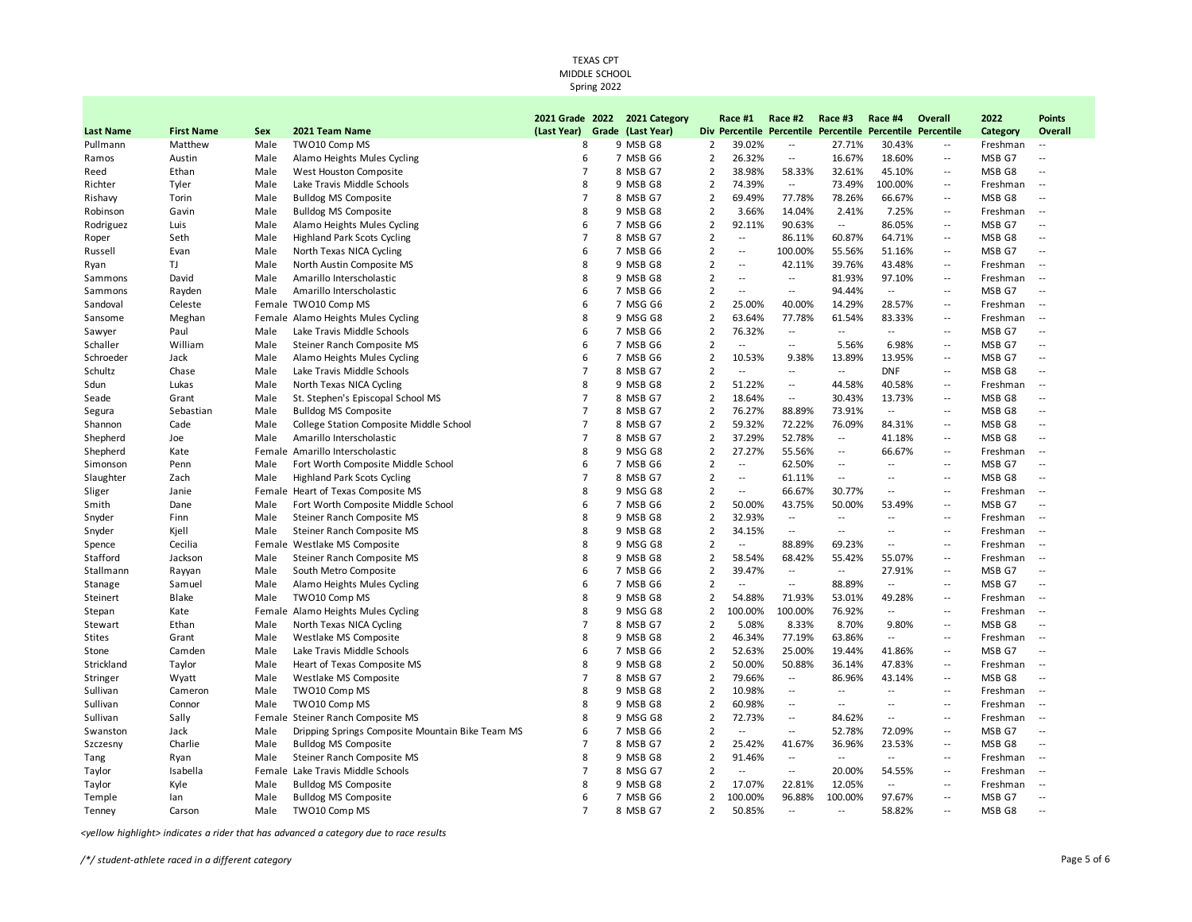TEXAS CPT
MIDDLE SCHOOL
Spring 2022

| Last Name | First Name | Sex | 2021 Team Name | 2021 Grade (Last Year) | 2022 Grade | 2021 Category (Last Year) | Div | Race #1 Percentile | Race #2 Percentile | Race #3 Percentile | Race #4 Percentile | Overall Percentile | 2022 Category | Points Overall |
|---|---|---|---|---|---|---|---|---|---|---|---|---|---|---|
| Pullmann | Matthew | Male | TWO10 Comp MS | 8 | 9 | MSB G8 | 2 | 39.02% | -- | 27.71% | 30.43% | -- | Freshman | -- |
| Ramos | Austin | Male | Alamo Heights Mules Cycling | 6 | 7 | MSB G6 | 2 | 26.32% | -- | 16.67% | 18.60% | -- | MSB G7 | -- |
| Reed | Ethan | Male | West Houston Composite | 7 | 8 | MSB G7 | 2 | 38.98% | 58.33% | 32.61% | 45.10% | -- | MSB G8 | -- |
| Richter | Tyler | Male | Lake Travis Middle Schools | 8 | 9 | MSB G8 | 2 | 74.39% | -- | 73.49% | 100.00% | -- | Freshman | -- |
| Rishavy | Torin | Male | Bulldog MS Composite | 7 | 8 | MSB G7 | 2 | 69.49% | 77.78% | 78.26% | 66.67% | -- | MSB G8 | -- |
| Robinson | Gavin | Male | Bulldog MS Composite | 8 | 9 | MSB G8 | 2 | 3.66% | 14.04% | 2.41% | 7.25% | -- | Freshman | -- |
| Rodriguez | Luis | Male | Alamo Heights Mules Cycling | 6 | 7 | MSB G6 | 2 | 92.11% | 90.63% | -- | 86.05% | -- | MSB G7 | -- |
| Roper | Seth | Male | Highland Park Scots Cycling | 7 | 8 | MSB G7 | 2 | -- | 86.11% | 60.87% | 64.71% | -- | MSB G8 | -- |
| Russell | Evan | Male | North Texas NICA Cycling | 6 | 7 | MSB G6 | 2 | -- | 100.00% | 55.56% | 51.16% | -- | MSB G7 | -- |
| Ryan | TJ | Male | North Austin Composite MS | 8 | 9 | MSB G8 | 2 | -- | 42.11% | 39.76% | 43.48% | -- | Freshman | -- |
| Sammons | David | Male | Amarillo Interscholastic | 8 | 9 | MSB G8 | 2 | -- | -- | 81.93% | 97.10% | -- | Freshman | -- |
| Sammons | Rayden | Male | Amarillo Interscholastic | 6 | 7 | MSB G6 | 2 | -- | -- | 94.44% | -- | -- | MSB G7 | -- |
| Sandoval | Celeste | Female | TWO10 Comp MS | 6 | 7 | MSG G6 | 2 | 25.00% | 40.00% | 14.29% | 28.57% | -- | Freshman | -- |
| Sansome | Meghan | Female | Alamo Heights Mules Cycling | 8 | 9 | MSG G8 | 2 | 63.64% | 77.78% | 61.54% | 83.33% | -- | Freshman | -- |
| Sawyer | Paul | Male | Lake Travis Middle Schools | 6 | 7 | MSB G6 | 2 | 76.32% | -- | -- | -- | -- | MSB G7 | -- |
| Schaller | William | Male | Steiner Ranch Composite MS | 6 | 7 | MSB G6 | 2 | -- | -- | 5.56% | 6.98% | -- | MSB G7 | -- |
| Schroeder | Jack | Male | Alamo Heights Mules Cycling | 6 | 7 | MSB G6 | 2 | 10.53% | 9.38% | 13.89% | 13.95% | -- | MSB G7 | -- |
| Schultz | Chase | Male | Lake Travis Middle Schools | 7 | 8 | MSB G7 | 2 | -- | -- | -- | DNF | -- | MSB G8 | -- |
| Sdun | Lukas | Male | North Texas NICA Cycling | 8 | 9 | MSB G8 | 2 | 51.22% | -- | 44.58% | 40.58% | -- | Freshman | -- |
| Seade | Grant | Male | St. Stephen's Episcopal School MS | 7 | 8 | MSB G7 | 2 | 18.64% | -- | 30.43% | 13.73% | -- | MSB G8 | -- |
| Segura | Sebastian | Male | Bulldog MS Composite | 7 | 8 | MSB G7 | 2 | 76.27% | 88.89% | 73.91% | -- | -- | MSB G8 | -- |
| Shannon | Cade | Male | College Station Composite Middle School | 7 | 8 | MSB G7 | 2 | 59.32% | 72.22% | 76.09% | 84.31% | -- | MSB G8 | -- |
| Shepherd | Joe | Male | Amarillo Interscholastic | 7 | 8 | MSB G7 | 2 | 37.29% | 52.78% | -- | 41.18% | -- | MSB G8 | -- |
| Shepherd | Kate | Female | Amarillo Interscholastic | 8 | 9 | MSG G8 | 2 | 27.27% | 55.56% | -- | 66.67% | -- | Freshman | -- |
| Simonson | Penn | Male | Fort Worth Composite Middle School | 6 | 7 | MSB G6 | 2 | -- | 62.50% | -- | -- | -- | MSB G7 | -- |
| Slaughter | Zach | Male | Highland Park Scots Cycling | 7 | 8 | MSB G7 | 2 | -- | 61.11% | -- | -- | -- | MSB G8 | -- |
| Sliger | Janie | Female | Heart of Texas Composite MS | 8 | 9 | MSG G8 | 2 | -- | 66.67% | 30.77% | -- | -- | Freshman | -- |
| Smith | Dane | Male | Fort Worth Composite Middle School | 6 | 7 | MSB G6 | 2 | 50.00% | 43.75% | 50.00% | 53.49% | -- | MSB G7 | -- |
| Snyder | Finn | Male | Steiner Ranch Composite MS | 8 | 9 | MSB G8 | 2 | 32.93% | -- | -- | -- | -- | Freshman | -- |
| Snyder | Kjell | Male | Steiner Ranch Composite MS | 8 | 9 | MSB G8 | 2 | 34.15% | -- | -- | -- | -- | Freshman | -- |
| Spence | Cecilia | Female | Westlake MS Composite | 8 | 9 | MSG G8 | 2 | -- | 88.89% | 69.23% | -- | -- | Freshman | -- |
| Stafford | Jackson | Male | Steiner Ranch Composite MS | 8 | 9 | MSB G8 | 2 | 58.54% | 68.42% | 55.42% | 55.07% | -- | Freshman | -- |
| Stallmann | Rayyan | Male | South Metro Composite | 6 | 7 | MSB G6 | 2 | 39.47% | -- | -- | 27.91% | -- | MSB G7 | -- |
| Stanage | Samuel | Male | Alamo Heights Mules Cycling | 6 | 7 | MSB G6 | 2 | -- | -- | 88.89% | -- | -- | MSB G7 | -- |
| Steinert | Blake | Male | TWO10 Comp MS | 8 | 9 | MSB G8 | 2 | 54.88% | 71.93% | 53.01% | 49.28% | -- | Freshman | -- |
| Stepan | Kate | Female | Alamo Heights Mules Cycling | 8 | 9 | MSG G8 | 2 | 100.00% | 100.00% | 76.92% | -- | -- | Freshman | -- |
| Stewart | Ethan | Male | North Texas NICA Cycling | 7 | 8 | MSB G7 | 2 | 5.08% | 8.33% | 8.70% | 9.80% | -- | MSB G8 | -- |
| Stites | Grant | Male | Westlake MS Composite | 8 | 9 | MSB G8 | 2 | 46.34% | 77.19% | 63.86% | -- | -- | Freshman | -- |
| Stone | Camden | Male | Lake Travis Middle Schools | 6 | 7 | MSB G6 | 2 | 52.63% | 25.00% | 19.44% | 41.86% | -- | MSB G7 | -- |
| Strickland | Taylor | Male | Heart of Texas Composite MS | 8 | 9 | MSB G8 | 2 | 50.00% | 50.88% | 36.14% | 47.83% | -- | Freshman | -- |
| Stringer | Wyatt | Male | Westlake MS Composite | 7 | 8 | MSB G7 | 2 | 79.66% | -- | 86.96% | 43.14% | -- | MSB G8 | -- |
| Sullivan | Cameron | Male | TWO10 Comp MS | 8 | 9 | MSB G8 | 2 | 10.98% | -- | -- | -- | -- | Freshman | -- |
| Sullivan | Connor | Male | TWO10 Comp MS | 8 | 9 | MSB G8 | 2 | 60.98% | -- | -- | -- | -- | Freshman | -- |
| Sullivan | Sally | Female | Steiner Ranch Composite MS | 8 | 9 | MSG G8 | 2 | 72.73% | -- | 84.62% | -- | -- | Freshman | -- |
| Swanston | Jack | Male | Dripping Springs Composite Mountain Bike Team MS | 6 | 7 | MSB G6 | 2 | -- | -- | 52.78% | 72.09% | -- | MSB G7 | -- |
| Szczesny | Charlie | Male | Bulldog MS Composite | 7 | 8 | MSB G7 | 2 | 25.42% | 41.67% | 36.96% | 23.53% | -- | MSB G8 | -- |
| Tang | Ryan | Male | Steiner Ranch Composite MS | 8 | 9 | MSB G8 | 2 | 91.46% | -- | -- | -- | -- | Freshman | -- |
| Taylor | Isabella | Female | Lake Travis Middle Schools | 7 | 8 | MSG G7 | 2 | -- | -- | 20.00% | 54.55% | -- | Freshman | -- |
| Taylor | Kyle | Male | Bulldog MS Composite | 8 | 9 | MSB G8 | 2 | 17.07% | 22.81% | 12.05% | -- | -- | Freshman | -- |
| Temple | Ian | Male | Bulldog MS Composite | 6 | 7 | MSB G6 | 2 | 100.00% | 96.88% | 100.00% | 97.67% | -- | MSB G7 | -- |
| Tenney | Carson | Male | TWO10 Comp MS | 7 | 8 | MSB G7 | 2 | 50.85% | -- | -- | 58.82% | -- | MSB G8 | -- |

*<yellow highlight> indicates a rider that has advanced a category due to race results*

*/*/ student-athlete raced in a different category*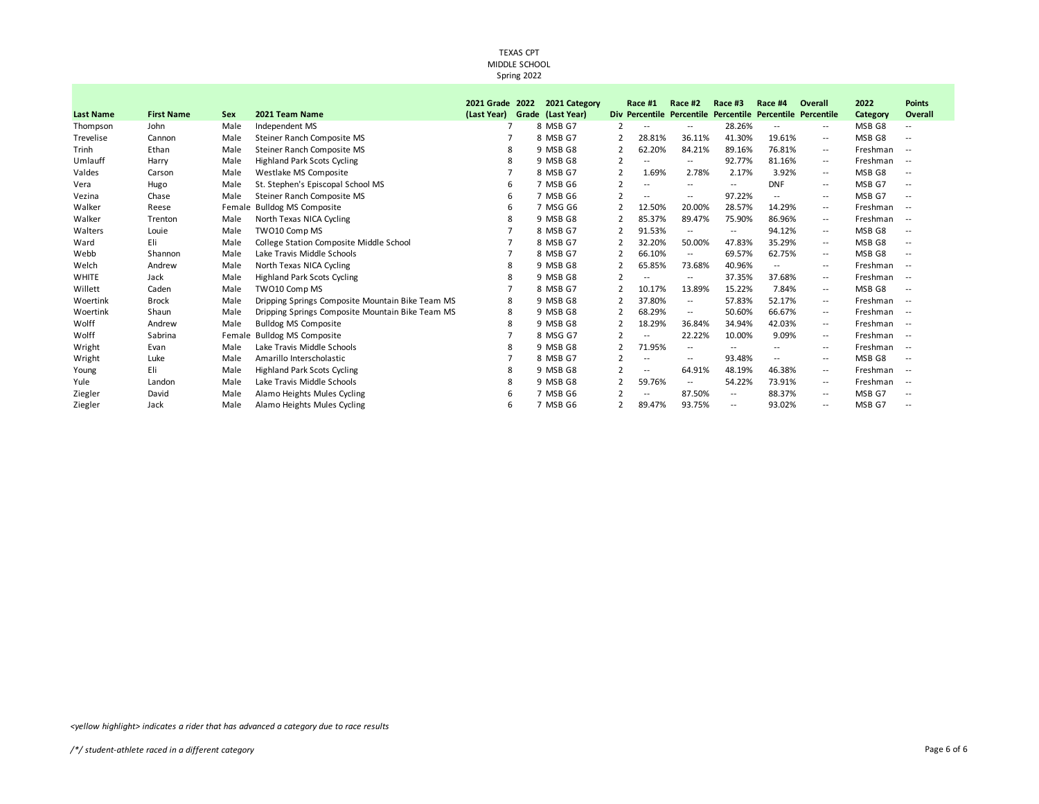TEXAS CPT
MIDDLE SCHOOL
Spring 2022

| Last Name | First Name | Sex | 2021 Team Name | 2021 Grade (Last Year) | 2022 Grade | 2021 Category (Last Year) | Div | Race #1 Percentile | Race #2 Percentile | Race #3 Percentile | Race #4 Percentile | Overall Percentile | 2022 Category | Points Overall |
|---|---|---|---|---|---|---|---|---|---|---|---|---|---|---|
| Thompson | John | Male | Independent MS | 7 | 8 | MSB G7 | 2 | -- | -- | 28.26% | -- | -- | MSB G8 | -- |
| Trevelise | Cannon | Male | Steiner Ranch Composite MS | 7 | 8 | MSB G7 | 2 | 28.81% | 36.11% | 41.30% | 19.61% | -- | MSB G8 | -- |
| Trinh | Ethan | Male | Steiner Ranch Composite MS | 8 | 9 | MSB G8 | 2 | 62.20% | 84.21% | 89.16% | 76.81% | -- | Freshman | -- |
| Umlauff | Harry | Male | Highland Park Scots Cycling | 8 | 9 | MSB G8 | 2 | -- | -- | 92.77% | 81.16% | -- | Freshman | -- |
| Valdes | Carson | Male | Westlake MS Composite | 7 | 8 | MSB G7 | 2 | 1.69% | 2.78% | 2.17% | 3.92% | -- | MSB G8 | -- |
| Vera | Hugo | Male | St. Stephen's Episcopal School MS | 6 | 7 | MSB G6 | 2 | -- | -- | -- | DNF | -- | MSB G7 | -- |
| Vezina | Chase | Male | Steiner Ranch Composite MS | 6 | 7 | MSB G6 | 2 | -- | -- | 97.22% | -- | -- | MSB G7 | -- |
| Walker | Reese | Female | Bulldog MS Composite | 6 | 7 | MSG G6 | 2 | 12.50% | 20.00% | 28.57% | 14.29% | -- | Freshman | -- |
| Walker | Trenton | Male | North Texas NICA Cycling | 8 | 9 | MSB G8 | 2 | 85.37% | 89.47% | 75.90% | 86.96% | -- | Freshman | -- |
| Walters | Louie | Male | TWO10 Comp MS | 7 | 8 | MSB G7 | 2 | 91.53% | -- | -- | 94.12% | -- | MSB G8 | -- |
| Ward | Eli | Male | College Station Composite Middle School | 7 | 8 | MSB G7 | 2 | 32.20% | 50.00% | 47.83% | 35.29% | -- | MSB G8 | -- |
| Webb | Shannon | Male | Lake Travis Middle Schools | 7 | 8 | MSB G7 | 2 | 66.10% | -- | 69.57% | 62.75% | -- | MSB G8 | -- |
| Welch | Andrew | Male | North Texas NICA Cycling | 8 | 9 | MSB G8 | 2 | 65.85% | 73.68% | 40.96% | -- | -- | Freshman | -- |
| WHITE | Jack | Male | Highland Park Scots Cycling | 8 | 9 | MSB G8 | 2 | -- | -- | 37.35% | 37.68% | -- | Freshman | -- |
| Willett | Caden | Male | TWO10 Comp MS | 7 | 8 | MSB G7 | 2 | 10.17% | 13.89% | 15.22% | 7.84% | -- | MSB G8 | -- |
| Woertink | Brock | Male | Dripping Springs Composite Mountain Bike Team MS | 8 | 9 | MSB G8 | 2 | 37.80% | -- | 57.83% | 52.17% | -- | Freshman | -- |
| Woertink | Shaun | Male | Dripping Springs Composite Mountain Bike Team MS | 8 | 9 | MSB G8 | 2 | 68.29% | -- | 50.60% | 66.67% | -- | Freshman | -- |
| Wolff | Andrew | Male | Bulldog MS Composite | 8 | 9 | MSB G8 | 2 | 18.29% | 36.84% | 34.94% | 42.03% | -- | Freshman | -- |
| Wolff | Sabrina | Female | Bulldog MS Composite | 7 | 8 | MSG G7 | 2 | -- | 22.22% | 10.00% | 9.09% | -- | Freshman | -- |
| Wright | Evan | Male | Lake Travis Middle Schools | 8 | 9 | MSB G8 | 2 | 71.95% | -- | -- | -- | -- | Freshman | -- |
| Wright | Luke | Male | Amarillo Interscholastic | 7 | 8 | MSB G7 | 2 | -- | -- | 93.48% | -- | -- | MSB G8 | -- |
| Young | Eli | Male | Highland Park Scots Cycling | 8 | 9 | MSB G8 | 2 | -- | 64.91% | 48.19% | 46.38% | -- | Freshman | -- |
| Yule | Landon | Male | Lake Travis Middle Schools | 8 | 9 | MSB G8 | 2 | 59.76% | -- | 54.22% | 73.91% | -- | Freshman | -- |
| Ziegler | David | Male | Alamo Heights Mules Cycling | 6 | 7 | MSB G6 | 2 | -- | 87.50% | -- | 88.37% | -- | MSB G7 | -- |
| Ziegler | Jack | Male | Alamo Heights Mules Cycling | 6 | 7 | MSB G6 | 2 | 89.47% | 93.75% | -- | 93.02% | -- | MSB G7 | -- |

*<yellow highlight> indicates a rider that has advanced a category due to race results*

*/*/ student-athlete raced in a different category*